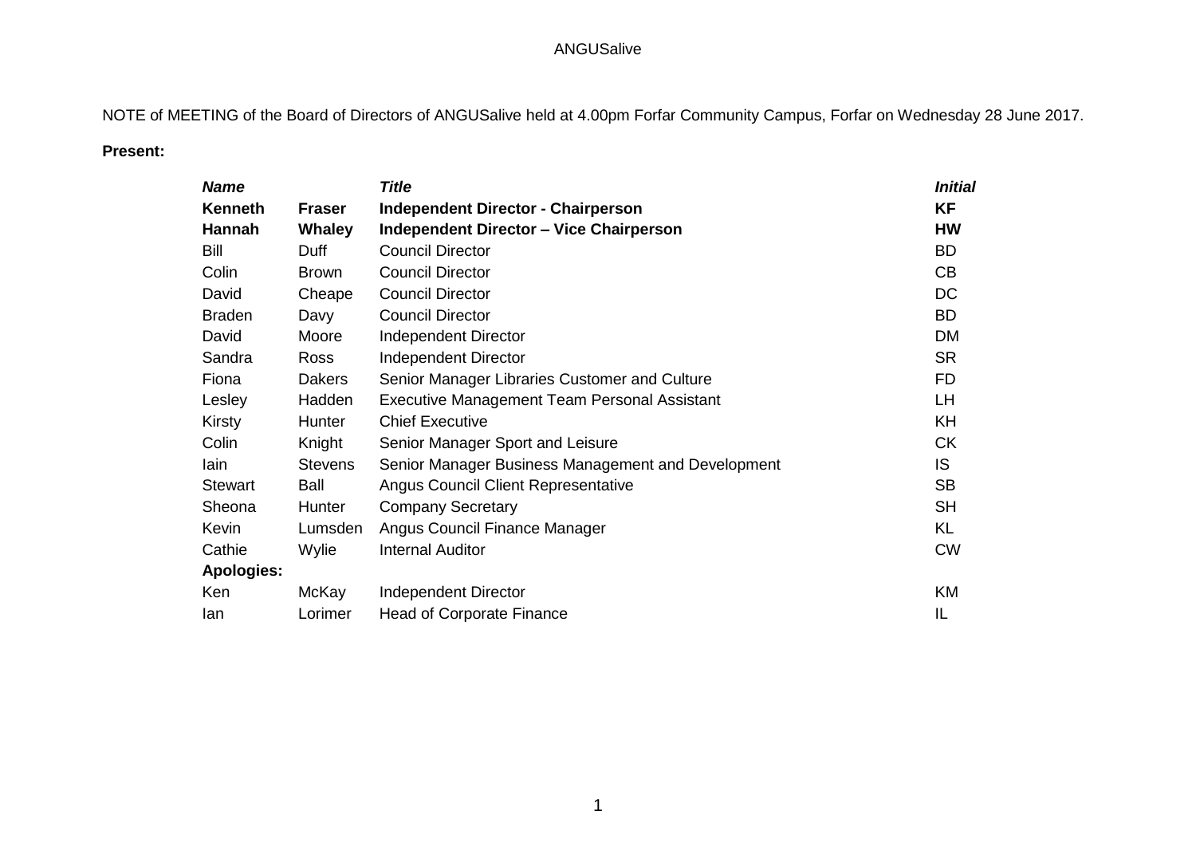ANGUSalive

NOTE of MEETING of the Board of Directors of ANGUSalive held at 4.00pm Forfar Community Campus, Forfar on Wednesday 28 June 2017.

**Present:**

| ***Name*** | | ***Title*** | ***Initial*** |
|---|---|---|---|
| **Kenneth** | **Fraser** | **Independent Director - Chairperson** | **KF** |
| **Hannah** | **Whaley** | **Independent Director – Vice Chairperson** | **HW** |
| Bill | Duff | Council Director | BD |
| Colin | Brown | Council Director | CB |
| David | Cheape | Council Director | DC |
| Braden | Davy | Council Director | BD |
| David | Moore | Independent Director | DM |
| Sandra | Ross | Independent Director | SR |
| Fiona | Dakers | Senior Manager Libraries Customer and Culture | FD |
| Lesley | Hadden | Executive Management Team Personal Assistant | LH |
| Kirsty | Hunter | Chief Executive | KH |
| Colin | Knight | Senior Manager Sport and Leisure | CK |
| Iain | Stevens | Senior Manager Business Management and Development | IS |
| Stewart | Ball | Angus Council Client Representative | SB |
| Sheona | Hunter | Company Secretary | SH |
| Kevin | Lumsden | Angus Council Finance Manager | KL |
| Cathie | Wylie | Internal Auditor | CW |
| **Apologies:** | | | |
| Ken | McKay | Independent Director | KM |
| Ian | Lorimer | Head of Corporate Finance | IL |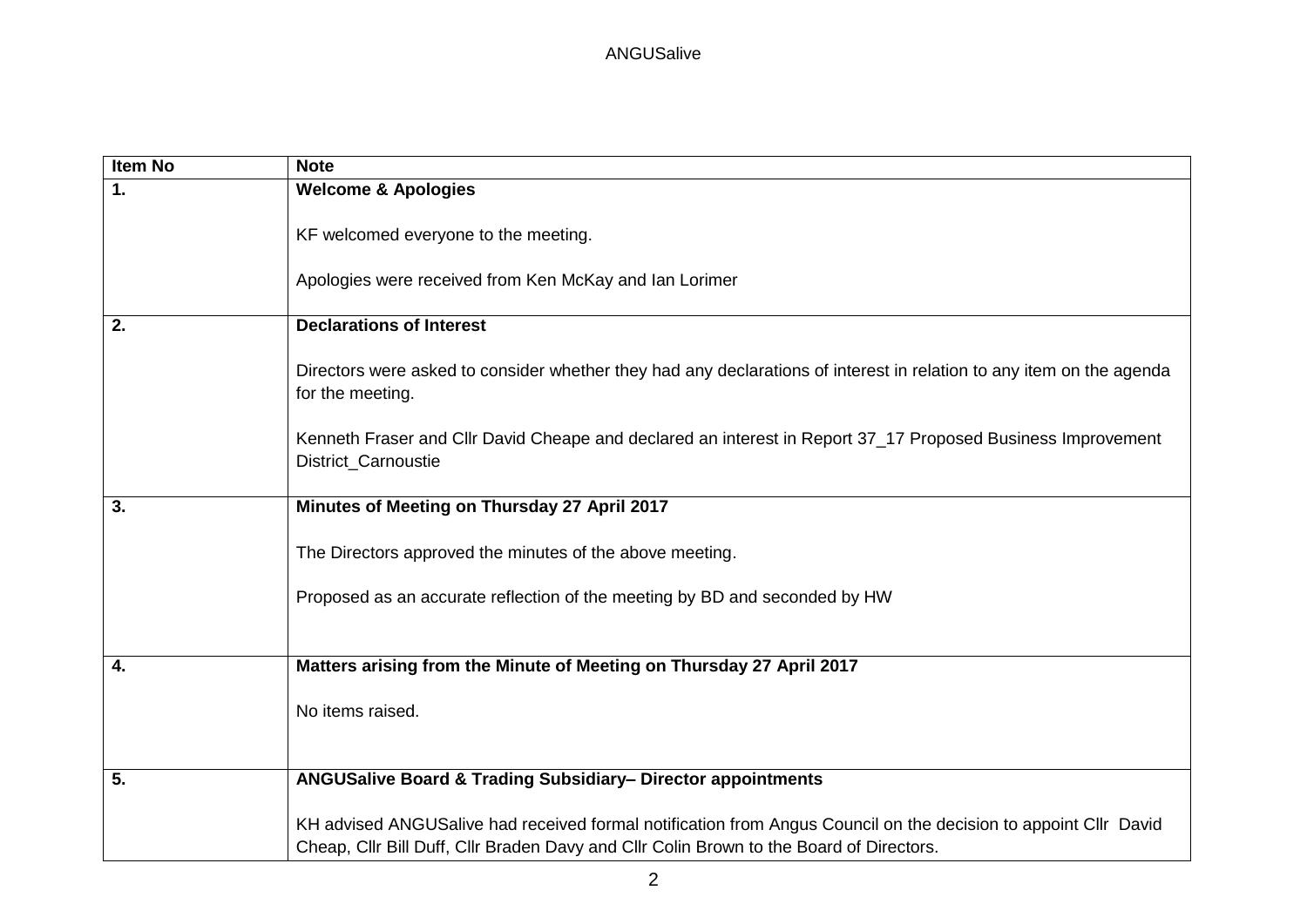| Item No | Note |
|---|---|
| 1. | **Welcome & Apologies**<br><br>KF welcomed everyone to the meeting.<br><br>Apologies were received from Ken McKay and Ian Lorimer |
| 2. | **Declarations of Interest**<br><br>Directors were asked to consider whether they had any declarations of interest in relation to any item on the agenda for the meeting.<br><br>Kenneth Fraser and Cllr David Cheape and declared an interest in Report 37_17 Proposed Business Improvement District_Carnoustie |
| 3. | **Minutes of Meeting on Thursday 27 April 2017**<br><br>The Directors approved the minutes of the above meeting.<br><br>Proposed as an accurate reflection of the meeting by BD and seconded by HW |
| 4. | **Matters arising from the Minute of Meeting on Thursday 27 April 2017**<br><br>No items raised. |
| 5. | **ANGUSalive Board & Trading Subsidiary– Director appointments**<br><br>KH advised ANGUSalive had received formal notification from Angus Council on the decision to appoint Cllr David Cheap, Cllr Bill Duff, Cllr Braden Davy and Cllr Colin Brown to the Board of Directors. |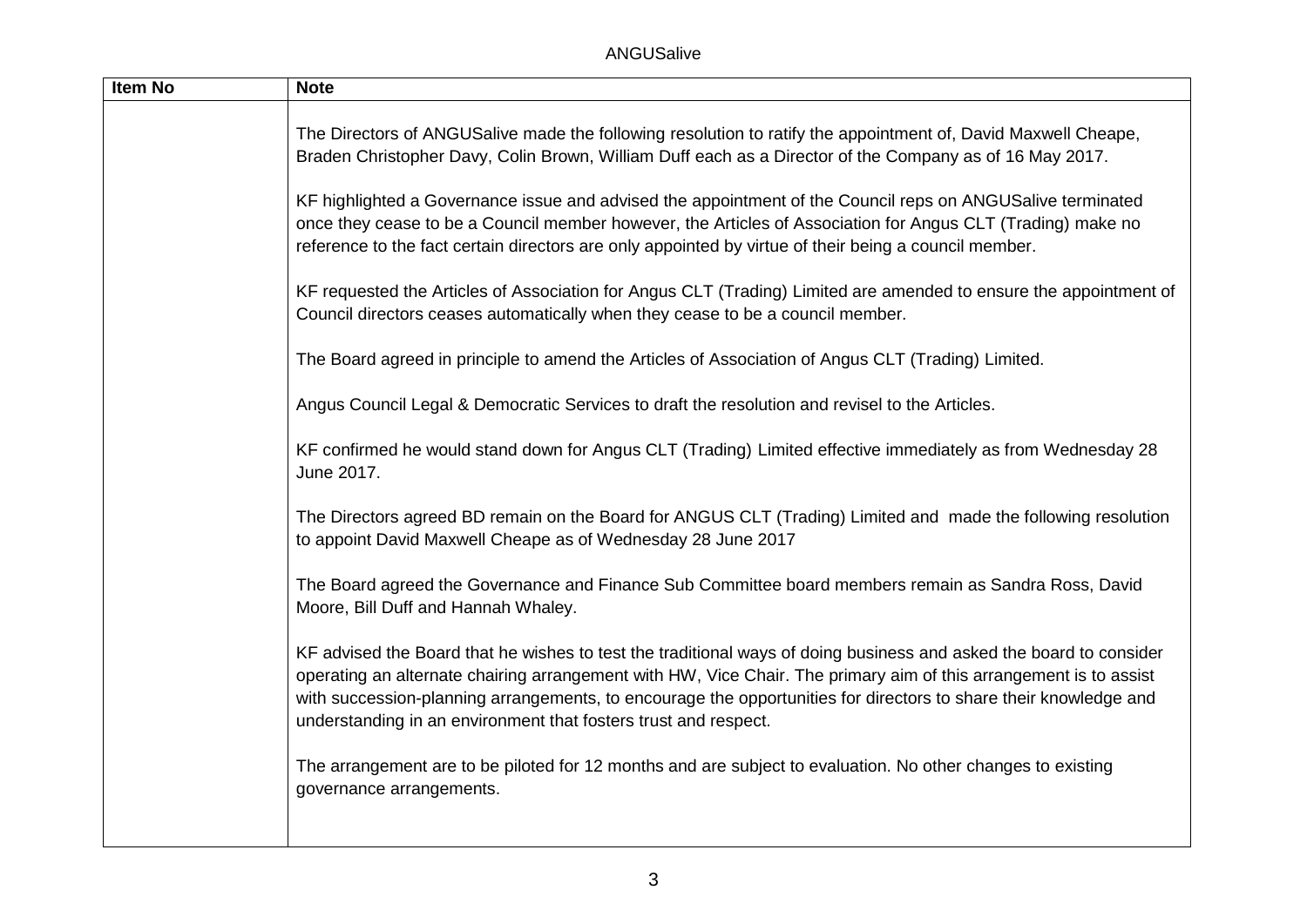| Item No | Note |
|---|---|
| | The Directors of ANGUSalive made the following resolution to ratify the appointment of, David Maxwell Cheape, Braden Christopher Davy, Colin Brown, William Duff each as a Director of the Company as of 16 May 2017.<br><br>KF highlighted a Governance issue and advised the appointment of the Council reps on ANGUSalive terminated once they cease to be a Council member however, the Articles of Association for Angus CLT (Trading) make no reference to the fact certain directors are only appointed by virtue of their being a council member.<br><br>KF requested the Articles of Association for Angus CLT (Trading) Limited are amended to ensure the appointment of Council directors ceases automatically when they cease to be a council member.<br><br>The Board agreed in principle to amend the Articles of Association of Angus CLT (Trading) Limited.<br><br>Angus Council Legal & Democratic Services to draft the resolution and revisel to the Articles.<br><br>KF confirmed he would stand down for Angus CLT (Trading) Limited effective immediately as from Wednesday 28 June 2017.<br><br>The Directors agreed BD remain on the Board for ANGUS CLT (Trading) Limited and made the following resolution to appoint David Maxwell Cheape as of Wednesday 28 June 2017<br><br>The Board agreed the Governance and Finance Sub Committee board members remain as Sandra Ross, David Moore, Bill Duff and Hannah Whaley.<br><br>KF advised the Board that he wishes to test the traditional ways of doing business and asked the board to consider operating an alternate chairing arrangement with HW, Vice Chair. The primary aim of this arrangement is to assist with succession-planning arrangements, to encourage the opportunities for directors to share their knowledge and understanding in an environment that fosters trust and respect.<br><br>The arrangement are to be piloted for 12 months and are subject to evaluation. No other changes to existing governance arrangements. |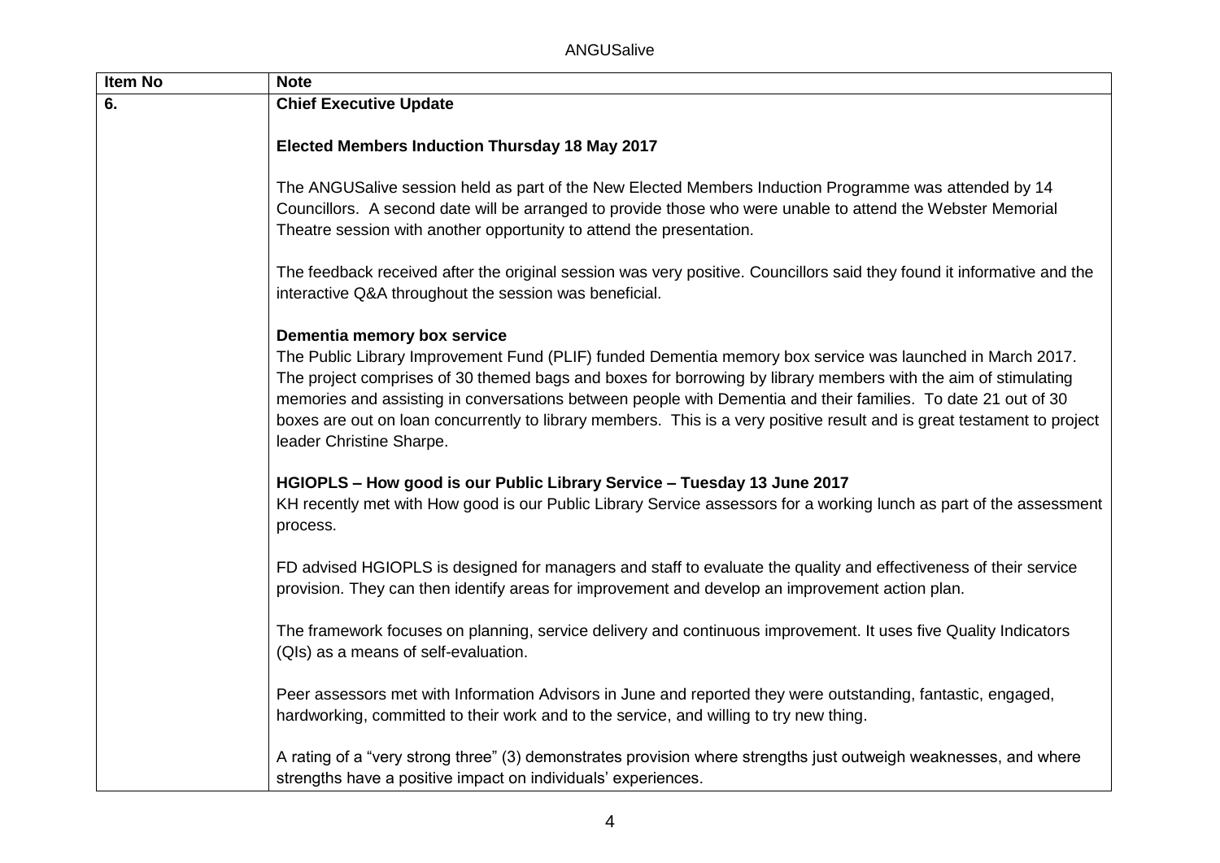| Item No | Note |
|---|---|
| **6.** | **Chief Executive Update**<br><br>**Elected Members Induction Thursday 18 May 2017**<br><br>The ANGUSalive session held as part of the New Elected Members Induction Programme was attended by 14 Councillors. A second date will be arranged to provide those who were unable to attend the Webster Memorial Theatre session with another opportunity to attend the presentation.<br><br>The feedback received after the original session was very positive. Councillors said they found it informative and the interactive Q&A throughout the session was beneficial.<br><br>**Dementia memory box service**<br>The Public Library Improvement Fund (PLIF) funded Dementia memory box service was launched in March 2017. The project comprises of 30 themed bags and boxes for borrowing by library members with the aim of stimulating memories and assisting in conversations between people with Dementia and their families. To date 21 out of 30 boxes are out on loan concurrently to library members. This is a very positive result and is great testament to project leader Christine Sharpe.<br><br>**HGIOPLS – How good is our Public Library Service – Tuesday 13 June 2017**<br>KH recently met with How good is our Public Library Service assessors for a working lunch as part of the assessment process.<br><br>FD advised HGIOPLS is designed for managers and staff to evaluate the quality and effectiveness of their service provision. They can then identify areas for improvement and develop an improvement action plan.<br><br>The framework focuses on planning, service delivery and continuous improvement. It uses five Quality Indicators (QIs) as a means of self-evaluation.<br><br>Peer assessors met with Information Advisors in June and reported they were outstanding, fantastic, engaged, hardworking, committed to their work and to the service, and willing to try new thing.<br><br>A rating of a "very strong three" (3) demonstrates provision where strengths just outweigh weaknesses, and where strengths have a positive impact on individuals' experiences. |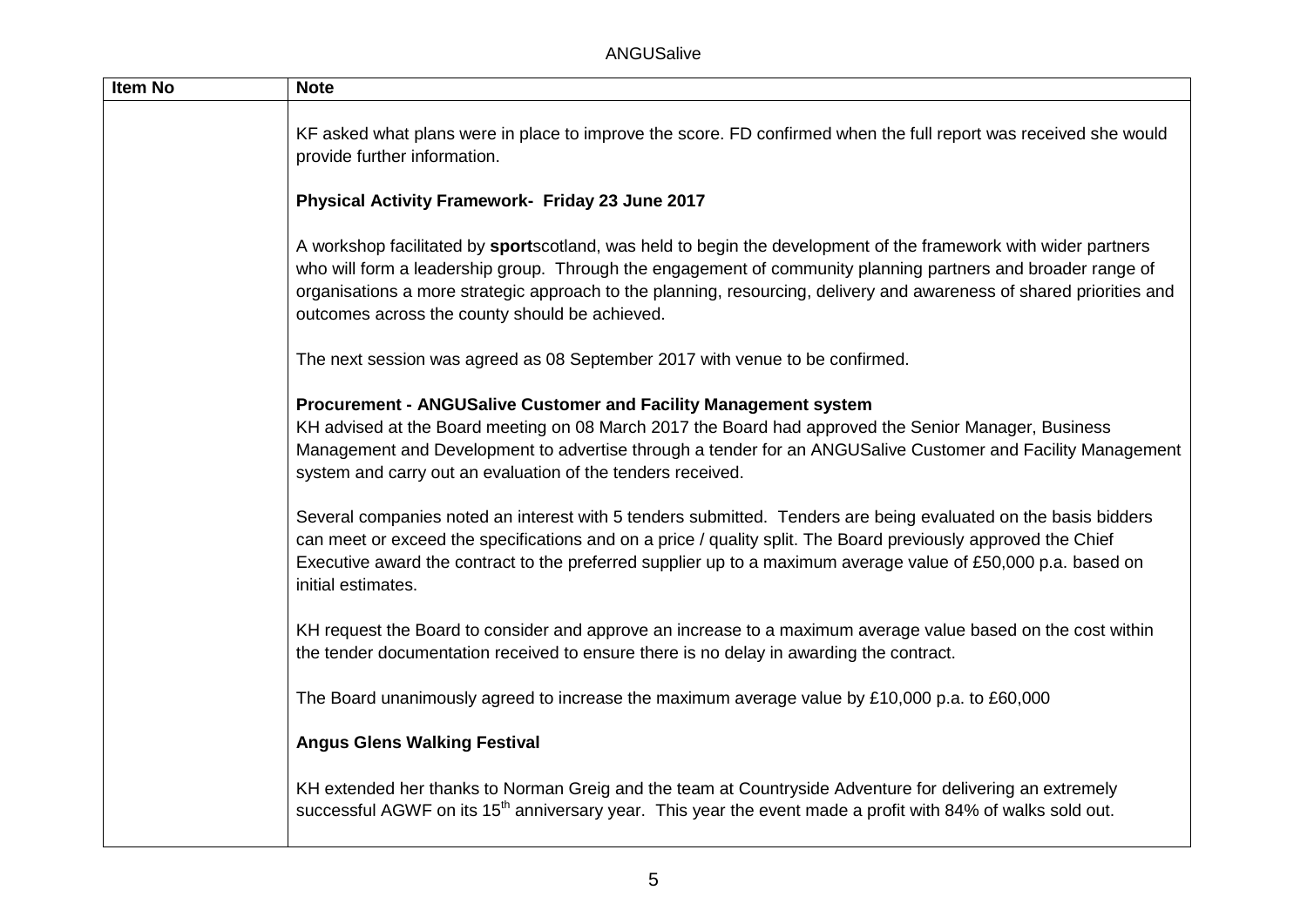| Item No | Note |
|---|---|
| | KF asked what plans were in place to improve the score. FD confirmed when the full report was received she would provide further information.<br><br>**Physical Activity Framework- Friday 23 June 2017**<br><br>A workshop facilitated by **sport**scotland, was held to begin the development of the framework with wider partners who will form a leadership group. Through the engagement of community planning partners and broader range of organisations a more strategic approach to the planning, resourcing, delivery and awareness of shared priorities and outcomes across the county should be achieved.<br><br>The next session was agreed as 08 September 2017 with venue to be confirmed.<br><br>**Procurement - ANGUSalive Customer and Facility Management system**<br>KH advised at the Board meeting on 08 March 2017 the Board had approved the Senior Manager, Business Management and Development to advertise through a tender for an ANGUSalive Customer and Facility Management system and carry out an evaluation of the tenders received.<br><br>Several companies noted an interest with 5 tenders submitted. Tenders are being evaluated on the basis bidders can meet or exceed the specifications and on a price / quality split. The Board previously approved the Chief Executive award the contract to the preferred supplier up to a maximum average value of £50,000 p.a. based on initial estimates.<br><br>KH request the Board to consider and approve an increase to a maximum average value based on the cost within the tender documentation received to ensure there is no delay in awarding the contract.<br><br>The Board unanimously agreed to increase the maximum average value by £10,000 p.a. to £60,000<br><br>**Angus Glens Walking Festival**<br><br>KH extended her thanks to Norman Greig and the team at Countryside Adventure for delivering an extremely successful AGWF on its 15th anniversary year. This year the event made a profit with 84% of walks sold out. |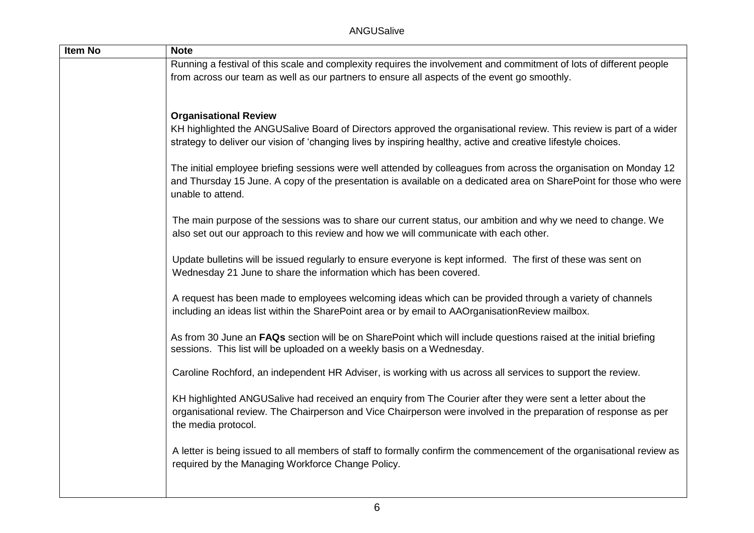| Item No | Note |
| --- | --- |
| | Running a festival of this scale and complexity requires the involvement and commitment of lots of different people from across our team as well as our partners to ensure all aspects of the event go smoothly.<br><br>**Organisational Review**<br>KH highlighted the ANGUSalive Board of Directors approved the organisational review. This review is part of a wider strategy to deliver our vision of 'changing lives by inspiring healthy, active and creative lifestyle choices.<br><br>The initial employee briefing sessions were well attended by colleagues from across the organisation on Monday 12 and Thursday 15 June. A copy of the presentation is available on a dedicated area on SharePoint for those who were unable to attend.<br><br>The main purpose of the sessions was to share our current status, our ambition and why we need to change. We also set out our approach to this review and how we will communicate with each other.<br><br>Update bulletins will be issued regularly to ensure everyone is kept informed. The first of these was sent on Wednesday 21 June to share the information which has been covered.<br><br>A request has been made to employees welcoming ideas which can be provided through a variety of channels including an ideas list within the SharePoint area or by email to AAOrganisationReview mailbox.<br><br>As from 30 June an **FAQs** section will be on SharePoint which will include questions raised at the initial briefing sessions. This list will be uploaded on a weekly basis on a Wednesday.<br><br>Caroline Rochford, an independent HR Adviser, is working with us across all services to support the review.<br><br>KH highlighted ANGUSalive had received an enquiry from The Courier after they were sent a letter about the organisational review. The Chairperson and Vice Chairperson were involved in the preparation of response as per the media protocol.<br><br>A letter is being issued to all members of staff to formally confirm the commencement of the organisational review as required by the Managing Workforce Change Policy. |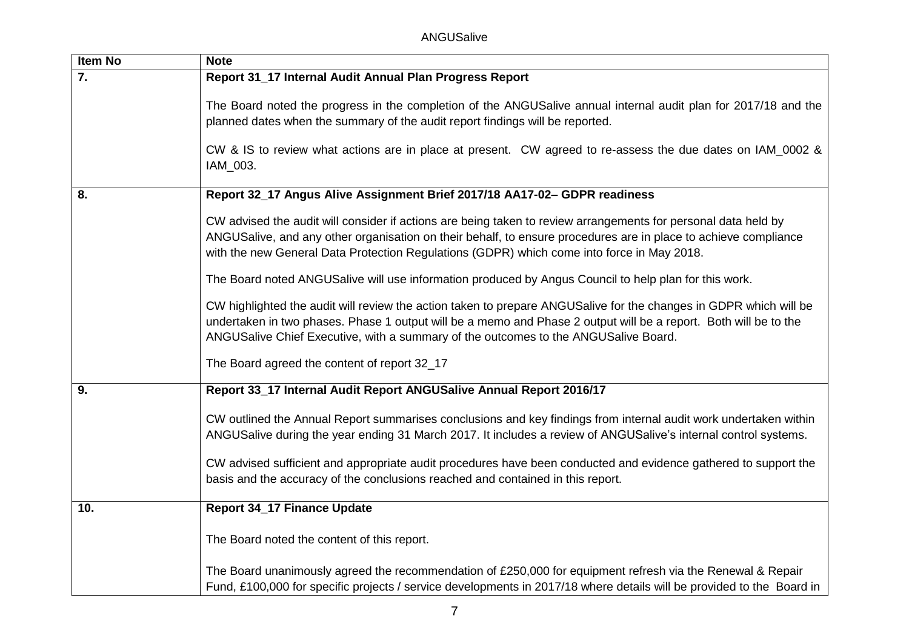| Item No | Note |
| --- | --- |
| 7. | **Report 31_17 Internal Audit Annual Plan Progress Report**<br><br>The Board noted the progress in the completion of the ANGUSalive annual internal audit plan for 2017/18 and the planned dates when the summary of the audit report findings will be reported.<br><br>CW & IS to review what actions are in place at present. CW agreed to re-assess the due dates on IAM_0002 & IAM_003. |
| 8. | **Report 32_17 Angus Alive Assignment Brief 2017/18 AA17-02– GDPR readiness**<br><br>CW advised the audit will consider if actions are being taken to review arrangements for personal data held by ANGUSalive, and any other organisation on their behalf, to ensure procedures are in place to achieve compliance with the new General Data Protection Regulations (GDPR) which come into force in May 2018.<br><br>The Board noted ANGUSalive will use information produced by Angus Council to help plan for this work.<br><br>CW highlighted the audit will review the action taken to prepare ANGUSalive for the changes in GDPR which will be undertaken in two phases. Phase 1 output will be a memo and Phase 2 output will be a report. Both will be to the ANGUSalive Chief Executive, with a summary of the outcomes to the ANGUSalive Board.<br><br>The Board agreed the content of report 32_17 |
| 9. | **Report 33_17 Internal Audit Report ANGUSalive Annual Report 2016/17**<br><br>CW outlined the Annual Report summarises conclusions and key findings from internal audit work undertaken within ANGUSalive during the year ending 31 March 2017. It includes a review of ANGUSalive's internal control systems.<br><br>CW advised sufficient and appropriate audit procedures have been conducted and evidence gathered to support the basis and the accuracy of the conclusions reached and contained in this report. |
| 10. | **Report 34_17 Finance Update**<br><br>The Board noted the content of this report.<br><br>The Board unanimously agreed the recommendation of £250,000 for equipment refresh via the Renewal & Repair Fund, £100,000 for specific projects / service developments in 2017/18 where details will be provided to the Board in |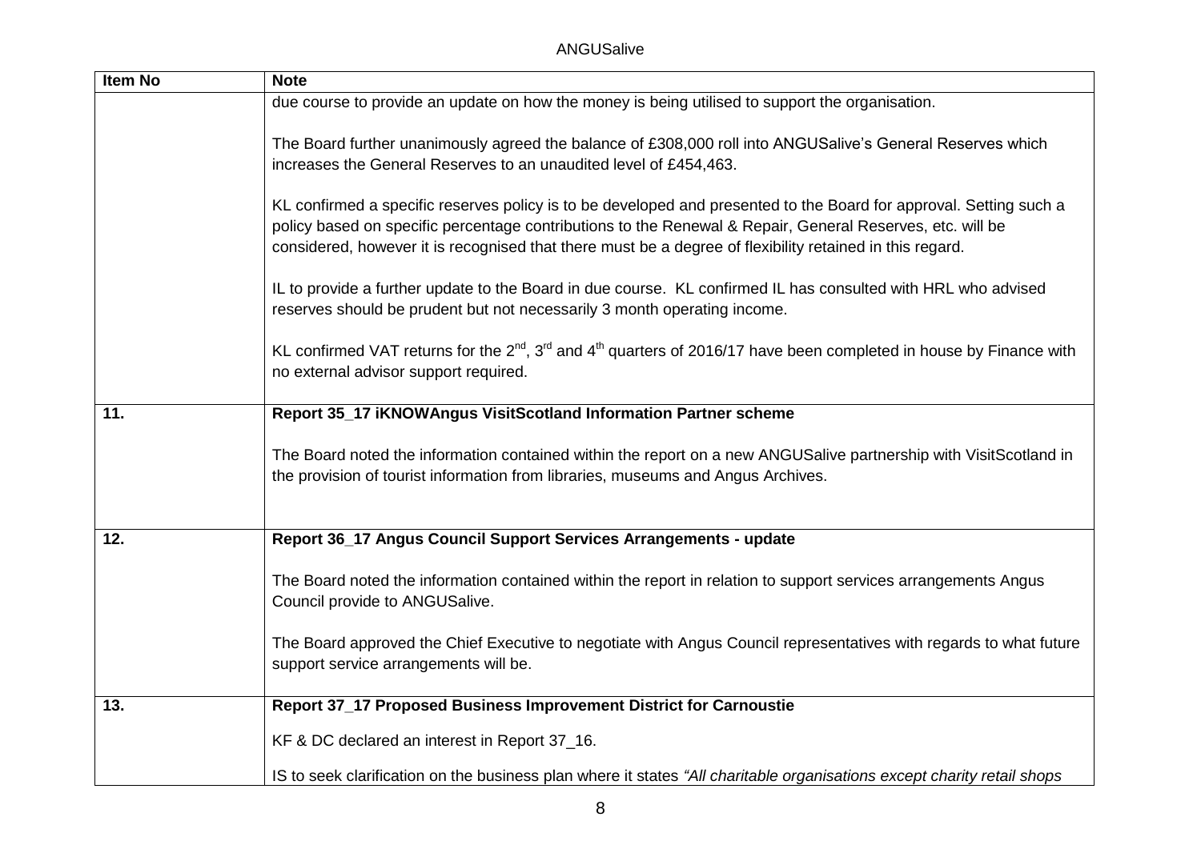| Item No | Note |
|---|---|
| | due course to provide an update on how the money is being utilised to support the organisation.<br><br>The Board further unanimously agreed the balance of £308,000 roll into ANGUSalive's General Reserves which increases the General Reserves to an unaudited level of £454,463.<br><br>KL confirmed a specific reserves policy is to be developed and presented to the Board for approval. Setting such a policy based on specific percentage contributions to the Renewal & Repair, General Reserves, etc. will be considered, however it is recognised that there must be a degree of flexibility retained in this regard.<br><br>IL to provide a further update to the Board in due course. KL confirmed IL has consulted with HRL who advised reserves should be prudent but not necessarily 3 month operating income.<br><br>KL confirmed VAT returns for the 2nd, 3rd and 4th quarters of 2016/17 have been completed in house by Finance with no external advisor support required. |
| **11.** | **Report 35_17 iKNOWAngus VisitScotland Information Partner scheme**<br><br>The Board noted the information contained within the report on a new ANGUSalive partnership with VisitScotland in the provision of tourist information from libraries, museums and Angus Archives. |
| **12.** | **Report 36_17 Angus Council Support Services Arrangements - update**<br><br>The Board noted the information contained within the report in relation to support services arrangements Angus Council provide to ANGUSalive.<br><br>The Board approved the Chief Executive to negotiate with Angus Council representatives with regards to what future support service arrangements will be. |
| **13.** | **Report 37_17 Proposed Business Improvement District for Carnoustie**<br><br>KF & DC declared an interest in Report 37_16.<br><br>IS to seek clarification on the business plan where it states *"All charitable organisations except charity retail shops* |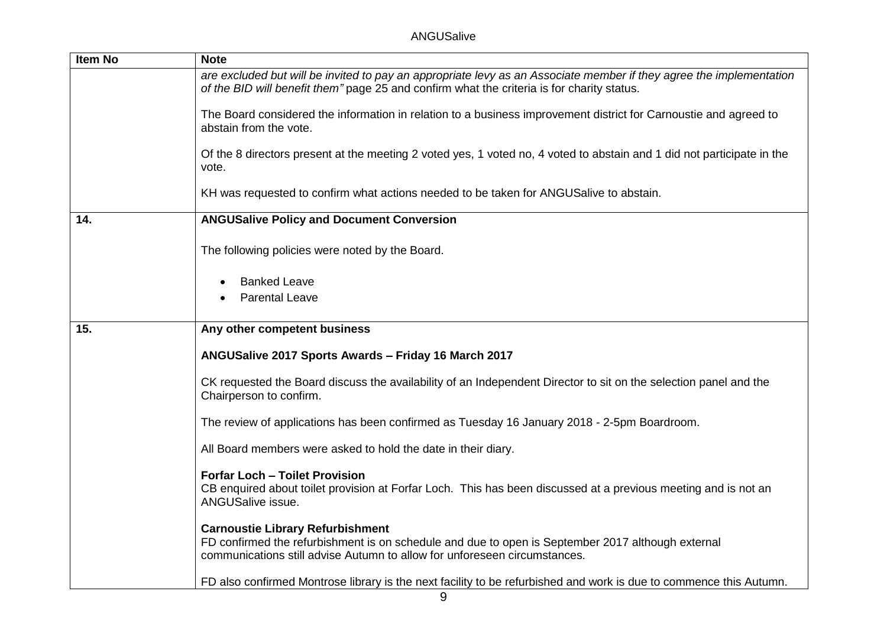| Item No | Note |
|---|---|
| | *are excluded but will be invited to pay an appropriate levy as an Associate member if they agree the implementation of the BID will benefit them"* page 25 and confirm what the criteria is for charity status.<br><br>The Board considered the information in relation to a business improvement district for Carnoustie and agreed to abstain from the vote.<br><br>Of the 8 directors present at the meeting 2 voted yes, 1 voted no, 4 voted to abstain and 1 did not participate in the vote.<br><br>KH was requested to confirm what actions needed to be taken for ANGUSalive to abstain. |
| **14.** | **ANGUSalive Policy and Document Conversion**<br><br>The following policies were noted by the Board.<br><br>• Banked Leave<br>• Parental Leave |
| **15.** | **Any other competent business**<br><br>**ANGUSalive 2017 Sports Awards – Friday 16 March 2017**<br><br>CK requested the Board discuss the availability of an Independent Director to sit on the selection panel and the Chairperson to confirm.<br><br>The review of applications has been confirmed as Tuesday 16 January 2018 - 2-5pm Boardroom.<br><br>All Board members were asked to hold the date in their diary.<br><br>**Forfar Loch – Toilet Provision**<br>CB enquired about toilet provision at Forfar Loch. This has been discussed at a previous meeting and is not an ANGUSalive issue.<br><br>**Carnoustie Library Refurbishment**<br>FD confirmed the refurbishment is on schedule and due to open is September 2017 although external communications still advise Autumn to allow for unforeseen circumstances.<br><br>FD also confirmed Montrose library is the next facility to be refurbished and work is due to commence this Autumn. |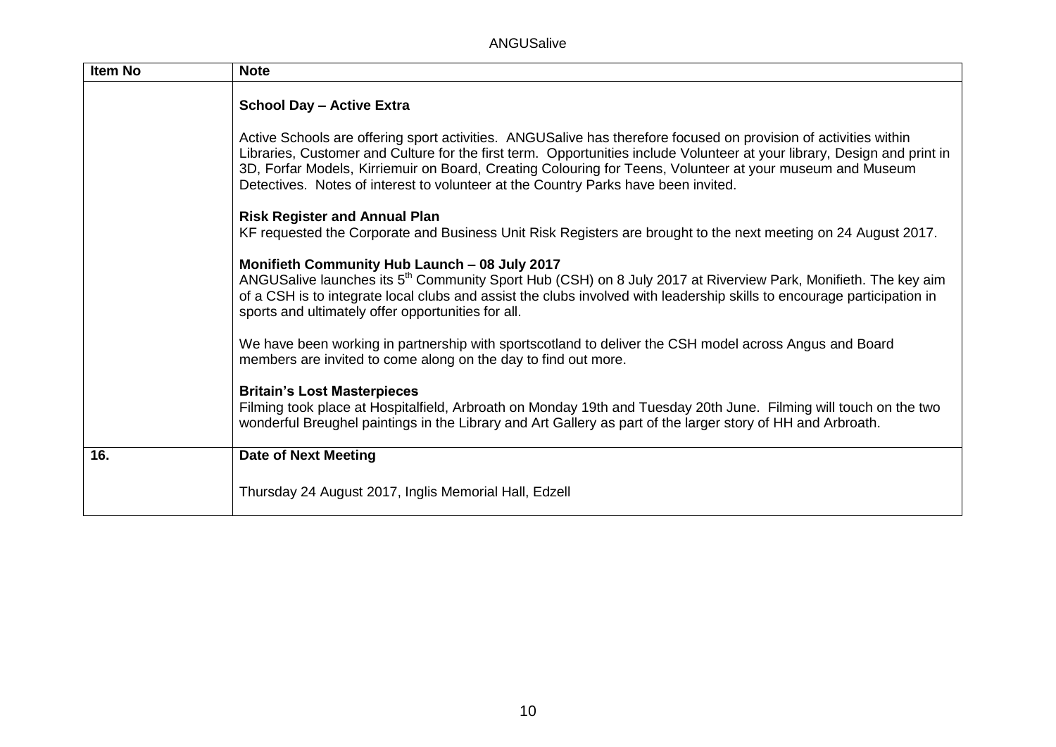| Item No | Note |
|---|---|
| | **School Day – Active Extra**<br><br>Active Schools are offering sport activities. ANGUSalive has therefore focused on provision of activities within Libraries, Customer and Culture for the first term. Opportunities include Volunteer at your library, Design and print in 3D, Forfar Models, Kirriemuir on Board, Creating Colouring for Teens, Volunteer at your museum and Museum Detectives. Notes of interest to volunteer at the Country Parks have been invited.<br><br>**Risk Register and Annual Plan**<br>KF requested the Corporate and Business Unit Risk Registers are brought to the next meeting on 24 August 2017.<br><br>**Monifieth Community Hub Launch – 08 July 2017**<br>ANGUSalive launches its 5th Community Sport Hub (CSH) on 8 July 2017 at Riverview Park, Monifieth. The key aim of a CSH is to integrate local clubs and assist the clubs involved with leadership skills to encourage participation in sports and ultimately offer opportunities for all.<br><br>We have been working in partnership with sportscotland to deliver the CSH model across Angus and Board members are invited to come along on the day to find out more.<br><br>**Britain's Lost Masterpieces**<br>Filming took place at Hospitalfield, Arbroath on Monday 19th and Tuesday 20th June. Filming will touch on the two wonderful Breughel paintings in the Library and Art Gallery as part of the larger story of HH and Arbroath. |
| **16.** | **Date of Next Meeting**<br><br>Thursday 24 August 2017, Inglis Memorial Hall, Edzell |